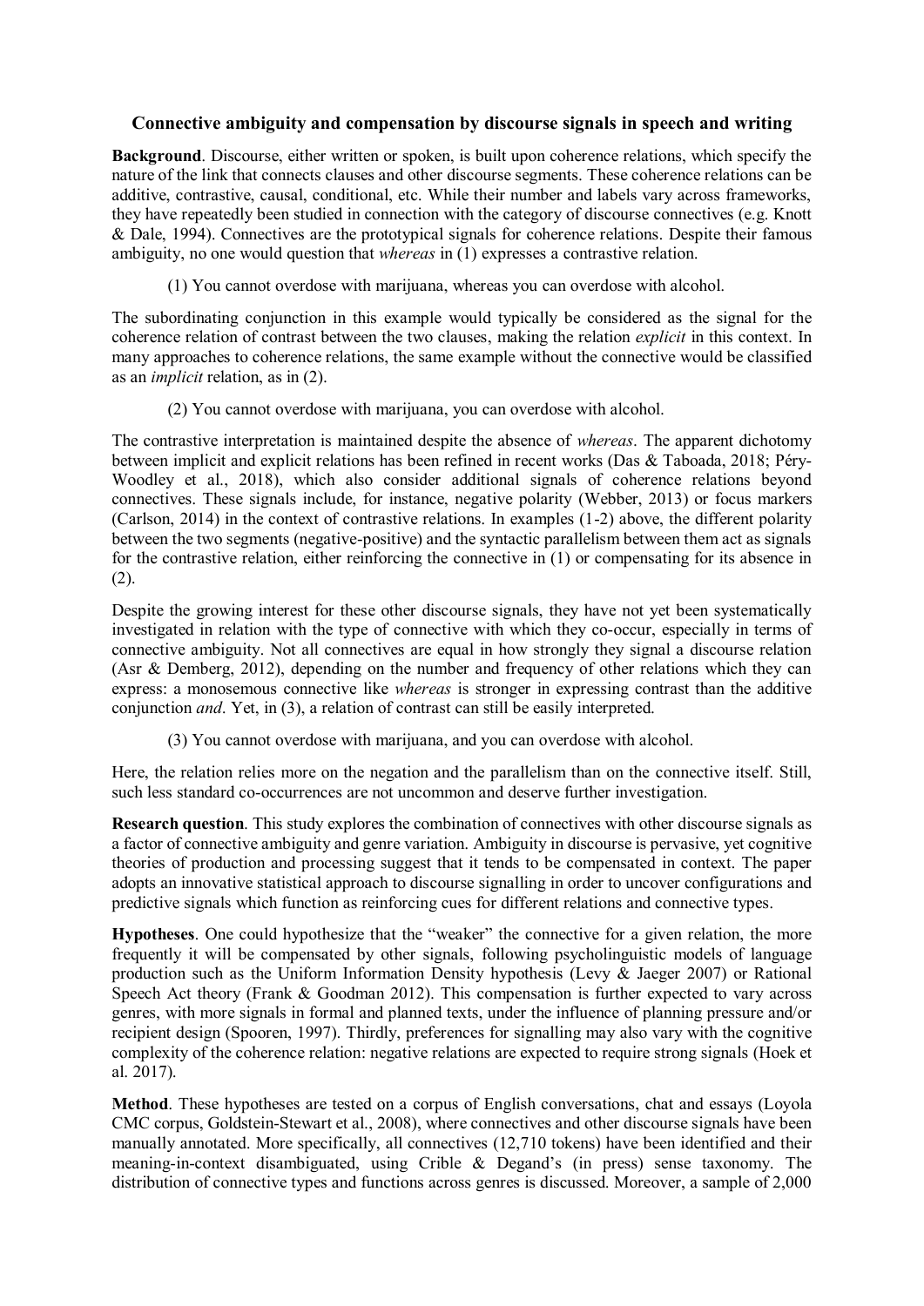# Connective ambiguity and compensation by discourse signals in speech and writing

**Background**. Discourse, either written or spoken, is built upon coherence relations, which specify the nature of the link that connects clauses and other discourse segments. These coherence relations can be additive, contrastive, causal, conditional, etc. While their number and labels vary across frameworks, they have repeatedly been studied in connection with the category of discourse connectives (e.g. Knott & Dale, 1994). Connectives are the prototypical signals for coherence relations. Despite their famous ambiguity, no one would question that *whereas* in (1) expresses a contrastive relation.

> (1) You cannot overdose with marijuana, whereas you can overdose with alcohol.

The subordinating conjunction in this example would typically be considered as the signal for the coherence relation of contrast between the two clauses, making the relation *explicit* in this context. In many approaches to coherence relations, the same example without the connective would be classified as an *implicit* relation, as in (2).

> (2) You cannot overdose with marijuana, you can overdose with alcohol.

The contrastive interpretation is maintained despite the absence of *whereas*. The apparent dichotomy between implicit and explicit relations has been refined in recent works (Das & Taboada, 2018; Péry-Woodley et al., 2018), which also consider additional signals of coherence relations beyond connectives. These signals include, for instance, negative polarity (Webber, 2013) or focus markers (Carlson, 2014) in the context of contrastive relations. In examples (1-2) above, the different polarity between the two segments (negative-positive) and the syntactic parallelism between them act as signals for the contrastive relation, either reinforcing the connective in (1) or compensating for its absence in (2).

Despite the growing interest for these other discourse signals, they have not yet been systematically investigated in relation with the type of connective with which they co-occur, especially in terms of connective ambiguity. Not all connectives are equal in how strongly they signal a discourse relation (Asr & Demberg, 2012), depending on the number and frequency of other relations which they can express: a monosemous connective like *whereas* is stronger in expressing contrast than the additive conjunction *and*. Yet, in (3), a relation of contrast can still be easily interpreted.

> (3) You cannot overdose with marijuana, and you can overdose with alcohol.

Here, the relation relies more on the negation and the parallelism than on the connective itself. Still, such less standard co-occurrences are not uncommon and deserve further investigation.

**Research question**. This study explores the combination of connectives with other discourse signals as a factor of connective ambiguity and genre variation. Ambiguity in discourse is pervasive, yet cognitive theories of production and processing suggest that it tends to be compensated in context. The paper adopts an innovative statistical approach to discourse signalling in order to uncover configurations and predictive signals which function as reinforcing cues for different relations and connective types.

**Hypotheses**. One could hypothesize that the "weaker" the connective for a given relation, the more frequently it will be compensated by other signals, following psycholinguistic models of language production such as the Uniform Information Density hypothesis (Levy & Jaeger 2007) or Rational Speech Act theory (Frank & Goodman 2012). This compensation is further expected to vary across genres, with more signals in formal and planned texts, under the influence of planning pressure and/or recipient design (Spooren, 1997). Thirdly, preferences for signalling may also vary with the cognitive complexity of the coherence relation: negative relations are expected to require strong signals (Hoek et al. 2017).

**Method**. These hypotheses are tested on a corpus of English conversations, chat and essays (Loyola CMC corpus, Goldstein-Stewart et al., 2008), where connectives and other discourse signals have been manually annotated. More specifically, all connectives (12,710 tokens) have been identified and their meaning-in-context disambiguated, using Crible & Degand's (in press) sense taxonomy. The distribution of connective types and functions across genres is discussed. Moreover, a sample of 2,000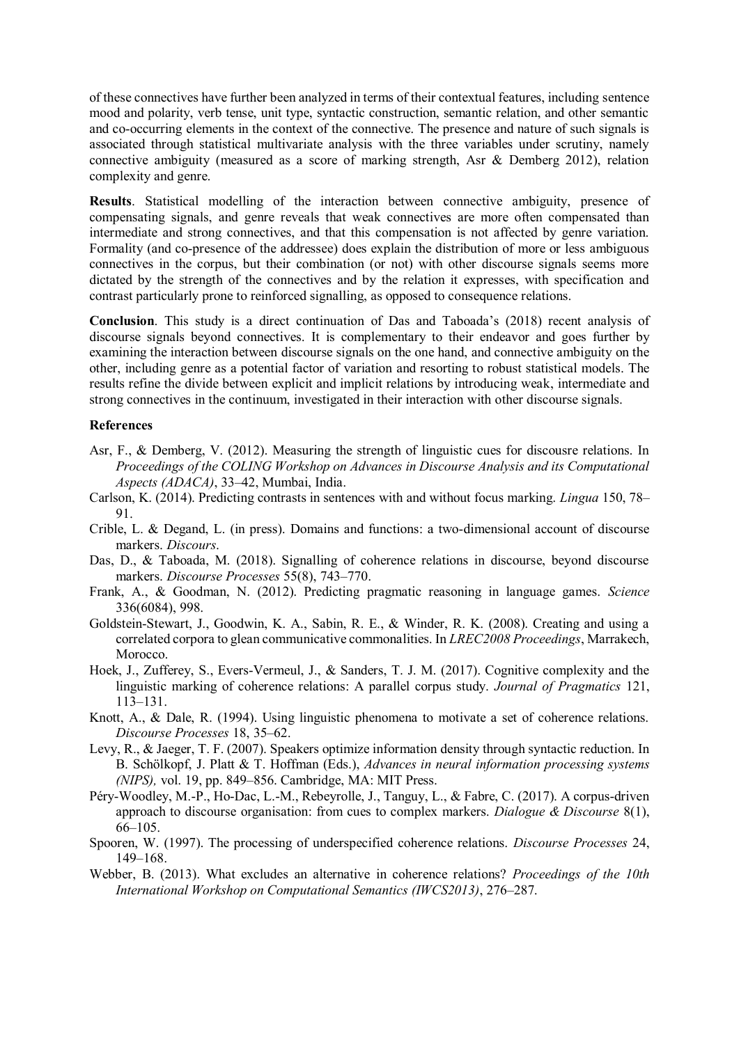of these connectives have further been analyzed in terms of their contextual features, including sentence mood and polarity, verb tense, unit type, syntactic construction, semantic relation, and other semantic and co-occurring elements in the context of the connective. The presence and nature of such signals is associated through statistical multivariate analysis with the three variables under scrutiny, namely connective ambiguity (measured as a score of marking strength, Asr & Demberg 2012), relation complexity and genre.

**Results**. Statistical modelling of the interaction between connective ambiguity, presence of compensating signals, and genre reveals that weak connectives are more often compensated than intermediate and strong connectives, and that this compensation is not affected by genre variation. Formality (and co-presence of the addressee) does explain the distribution of more or less ambiguous connectives in the corpus, but their combination (or not) with other discourse signals seems more dictated by the strength of the connectives and by the relation it expresses, with specification and contrast particularly prone to reinforced signalling, as opposed to consequence relations.

**Conclusion**. This study is a direct continuation of Das and Taboada's (2018) recent analysis of discourse signals beyond connectives. It is complementary to their endeavor and goes further by examining the interaction between discourse signals on the one hand, and connective ambiguity on the other, including genre as a potential factor of variation and resorting to robust statistical models. The results refine the divide between explicit and implicit relations by introducing weak, intermediate and strong connectives in the continuum, investigated in their interaction with other discourse signals.

**References**

Asr, F., & Demberg, V. (2012). Measuring the strength of linguistic cues for discousre relations. In *Proceedings of the COLING Workshop on Advances in Discourse Analysis and its Computational Aspects (ADACA)*, 33–42, Mumbai, India.

Carlson, K. (2014). Predicting contrasts in sentences with and without focus marking. *Lingua* 150, 78–91.

Crible, L. & Degand, L. (in press). Domains and functions: a two-dimensional account of discourse markers. *Discours*.

Das, D., & Taboada, M. (2018). Signalling of coherence relations in discourse, beyond discourse markers. *Discourse Processes* 55(8), 743–770.

Frank, A., & Goodman, N. (2012). Predicting pragmatic reasoning in language games. *Science* 336(6084), 998.

Goldstein-Stewart, J., Goodwin, K. A., Sabin, R. E., & Winder, R. K. (2008). Creating and using a correlated corpora to glean communicative commonalities. In *LREC2008 Proceedings*, Marrakech, Morocco.

Hoek, J., Zufferey, S., Evers-Vermeul, J., & Sanders, T. J. M. (2017). Cognitive complexity and the linguistic marking of coherence relations: A parallel corpus study. *Journal of Pragmatics* 121, 113–131.

Knott, A., & Dale, R. (1994). Using linguistic phenomena to motivate a set of coherence relations. *Discourse Processes* 18, 35–62.

Levy, R., & Jaeger, T. F. (2007). Speakers optimize information density through syntactic reduction. In B. Schölkopf, J. Platt & T. Hoffman (Eds.), *Advances in neural information processing systems (NIPS),* vol. 19, pp. 849–856. Cambridge, MA: MIT Press.

Péry-Woodley, M.-P., Ho-Dac, L.-M., Rebeyrolle, J., Tanguy, L., & Fabre, C. (2017). A corpus-driven approach to discourse organisation: from cues to complex markers. *Dialogue & Discourse* 8(1), 66–105.

Spooren, W. (1997). The processing of underspecified coherence relations. *Discourse Processes* 24, 149–168.

Webber, B. (2013). What excludes an alternative in coherence relations? *Proceedings of the 10th International Workshop on Computational Semantics (IWCS2013)*, 276–287.